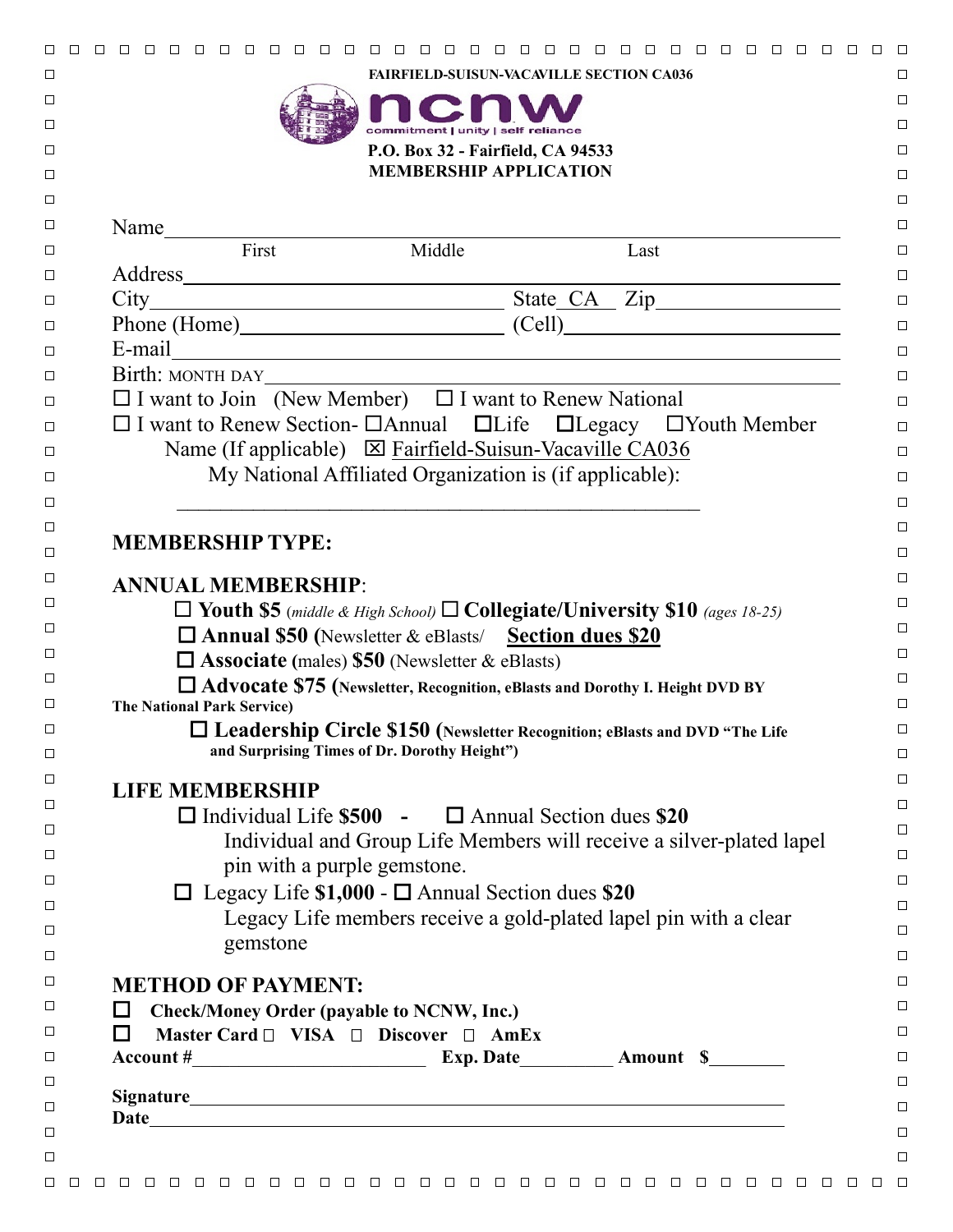**FAIRFIELD-SUISUN-VACAVILLE SECTION CA036**

ncnw
commitment | unity | self reliance

**P.O. Box 32 - Fairfield, CA 94533**
**MEMBERSHIP APPLICATION**

Name______________________________________________
First Middle Last

Address____________________________________________

City_____________________ State_CA_ Zip______________

Phone (Home)________________ (Cell)__________________

E-mail_____________________________________________

Birth: MONTH DAY___________________________________

☐ I want to Join (New Member) ☐ I want to Renew National

☐ I want to Renew Section- ☐Annual ☐Life ☐Legacy ☐Youth Member

Name (If applicable) ☒ Fairfield-Suisun-Vacaville CA036

My National Affiliated Organization is (if applicable):

__________________________________________________

## MEMBERSHIP TYPE:

### ANNUAL MEMBERSHIP:

☐ **Youth $5** *(middle & High School)* ☐ **Collegiate/University $10** *(ages 18-25)*

☐ **Annual $50 (**Newsletter & eBlasts/ **Section dues $20**

☐ **Associate (**males) **$50** (Newsletter & eBlasts)

☐ **Advocate $75 (Newsletter, Recognition, eBlasts and Dorothy I. Height DVD BY The National Park Service)**

☐ **Leadership Circle $150 (Newsletter Recognition; eBlasts and DVD "The Life and Surprising Times of Dr. Dorothy Height")**

### LIFE MEMBERSHIP

☐ Individual Life **$500** - ☐ Annual Section dues **$20**

Individual and Group Life Members will receive a silver-plated lapel pin with a purple gemstone.

☐ Legacy Life **$1,000** - ☐ Annual Section dues **$20**

Legacy Life members receive a gold-plated lapel pin with a clear gemstone

## METHOD OF PAYMENT:

☐ **Check/Money Order (payable to NCNW, Inc.)**

☐ **Master Card** ☐ **VISA** ☐ **Discover** ☐ **AmEx**

**Account #**____________________ **Exp. Date**_________ **Amount $**________

**Signature**________________________________________________

**Date**____________________________________________________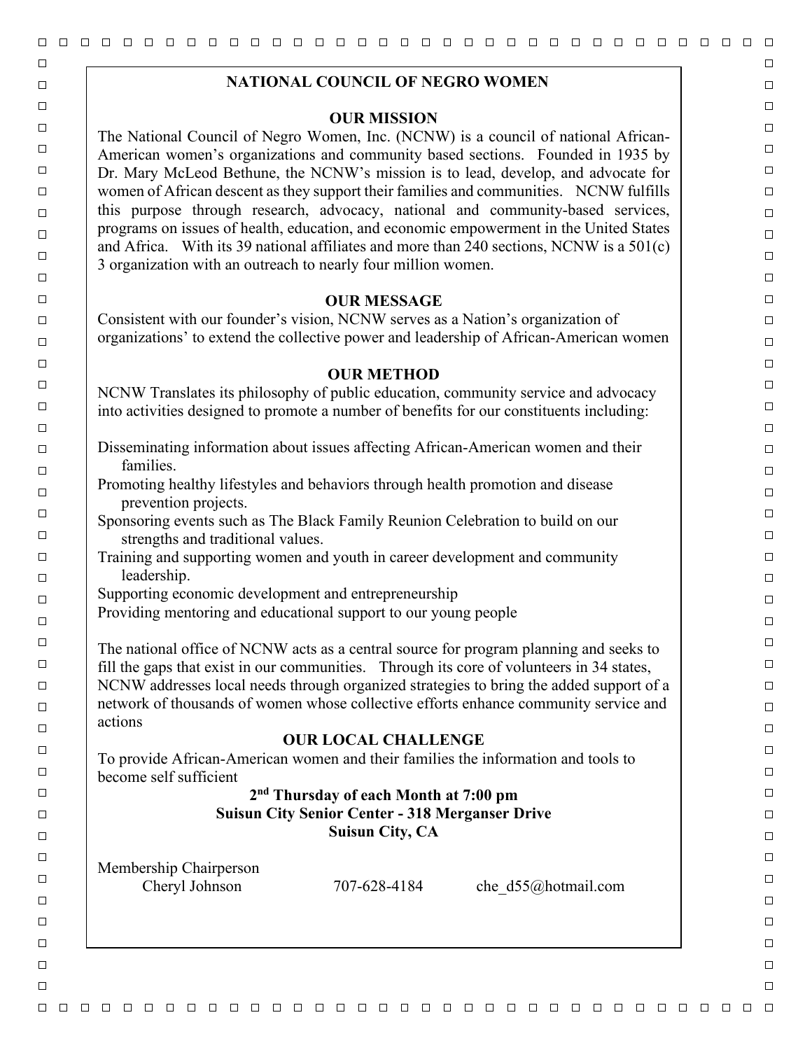# NATIONAL COUNCIL OF NEGRO WOMEN

## OUR MISSION

The National Council of Negro Women, Inc. (NCNW) is a council of national African-American women's organizations and community based sections. Founded in 1935 by Dr. Mary McLeod Bethune, the NCNW's mission is to lead, develop, and advocate for women of African descent as they support their families and communities. NCNW fulfills this purpose through research, advocacy, national and community-based services, programs on issues of health, education, and economic empowerment in the United States and Africa. With its 39 national affiliates and more than 240 sections, NCNW is a 501(c) 3 organization with an outreach to nearly four million women.

## OUR MESSAGE

Consistent with our founder's vision, NCNW serves as a Nation's organization of organizations' to extend the collective power and leadership of African-American women

## OUR METHOD

NCNW Translates its philosophy of public education, community service and advocacy into activities designed to promote a number of benefits for our constituents including:

Disseminating information about issues affecting African-American women and their families.
Promoting healthy lifestyles and behaviors through health promotion and disease prevention projects.
Sponsoring events such as The Black Family Reunion Celebration to build on our strengths and traditional values.
Training and supporting women and youth in career development and community leadership.
Supporting economic development and entrepreneurship
Providing mentoring and educational support to our young people

The national office of NCNW acts as a central source for program planning and seeks to fill the gaps that exist in our communities. Through its core of volunteers in 34 states, NCNW addresses local needs through organized strategies to bring the added support of a network of thousands of women whose collective efforts enhance community service and actions

## OUR LOCAL CHALLENGE

To provide African-American women and their families the information and tools to become self sufficient

**2nd Thursday of each Month at 7:00 pm**
**Suisun City Senior Center - 318 Merganser Drive**
**Suisun City, CA**

Membership Chairperson
Cheryl Johnson 707-628-4184 che_d55@hotmail.com